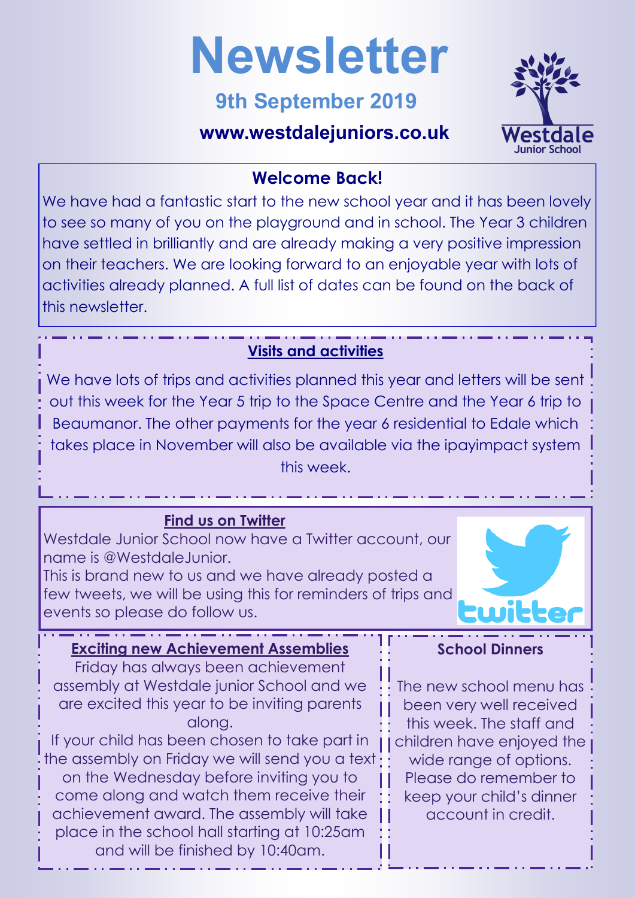# Newsletter

## 9th September 2019

**www.westdalejuniors.co.uk**

### Welcome Back!

We have had a fantastic start to the new school year and it has been lovely to see so many of you on the playground and in school. The Year 3 children have settled in brilliantly and are already making a very positive impression on their teachers. We are looking forward to an enjoyable year with lots of activities already planned. A full list of dates can be found on the back of this newsletter.

### Visits and activities

We have lots of trips and activities planned this year and letters will be sent out this week for the Year 5 trip to the Space Centre and the Year 6 trip to Beaumanor. The other payments for the year 6 residential to Edale which takes place in November will also be available via the ipayimpact system this week.

### Find us on Twitter

Westdale Junior School now have a Twitter account, our name is @WestdaleJunior.
This is brand new to us and we have already posted a few tweets, we will be using this for reminders of trips and events so please do follow us.

### Exciting new Achievement Assemblies

Friday has always been achievement assembly at Westdale junior School and we are excited this year to be inviting parents along.
If your child has been chosen to take part in the assembly on Friday we will send you a text on the Wednesday before inviting you to come along and watch them receive their achievement award. The assembly will take place in the school hall starting at 10:25am and will be finished by 10:40am.

### School Dinners

The new school menu has been very well received this week. The staff and children have enjoyed the wide range of options. Please do remember to keep your child's dinner account in credit.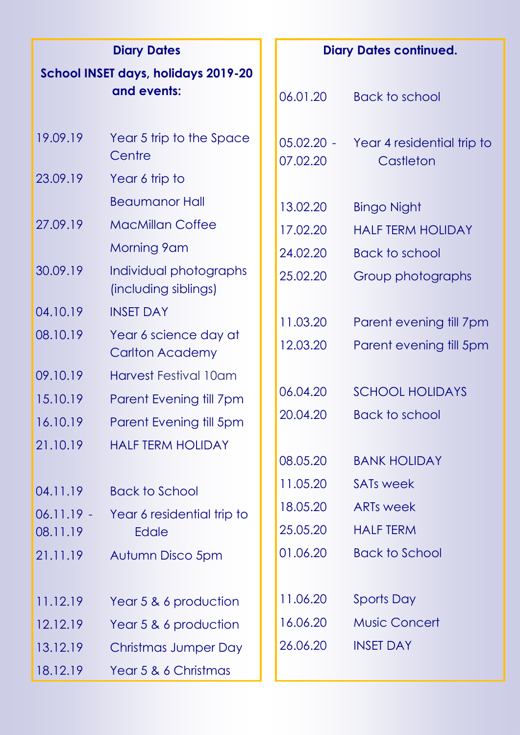**Diary Dates**

**School INSET days, holidays 2019-20 and events:**

| | |
|---|---|
| 19.09.19 | Year 5 trip to the Space Centre |
| 23.09.19 | Year 6 trip to Beaumanor Hall |
| 27.09.19 | MacMillan Coffee Morning 9am |
| 30.09.19 | Individual photographs (including siblings) |
| 04.10.19 | INSET DAY |
| 08.10.19 | Year 6 science day at Carlton Academy |
| 09.10.19 | Harvest Festival 10am |
| 15.10.19 | Parent Evening till 7pm |
| 16.10.19 | Parent Evening till 5pm |
| 21.10.19 | HALF TERM HOLIDAY |
| 04.11.19 | Back to School |
| 06.11.19 - 08.11.19 | Year 6 residential trip to Edale |
| 21.11.19 | Autumn Disco 5pm |
| 11.12.19 | Year 5 & 6 production |
| 12.12.19 | Year 5 & 6 production |
| 13.12.19 | Christmas Jumper Day |
| 18.12.19 | Year 5 & 6 Christmas |

**Diary Dates continued.**

| | |
|---|---|
| 06.01.20 | Back to school |
| 05.02.20 - 07.02.20 | Year 4 residential trip to Castleton |
| 13.02.20 | Bingo Night |
| 17.02.20 | HALF TERM HOLIDAY |
| 24.02.20 | Back to school |
| 25.02.20 | Group photographs |
| 11.03.20 | Parent evening till 7pm |
| 12.03.20 | Parent evening till 5pm |
| 06.04.20 | SCHOOL HOLIDAYS |
| 20.04.20 | Back to school |
| 08.05.20 | BANK HOLIDAY |
| 11.05.20 | SATs week |
| 18.05.20 | ARTs week |
| 25.05.20 | HALF TERM |
| 01.06.20 | Back to School |
| 11.06.20 | Sports Day |
| 16.06.20 | Music Concert |
| 26.06.20 | INSET DAY |